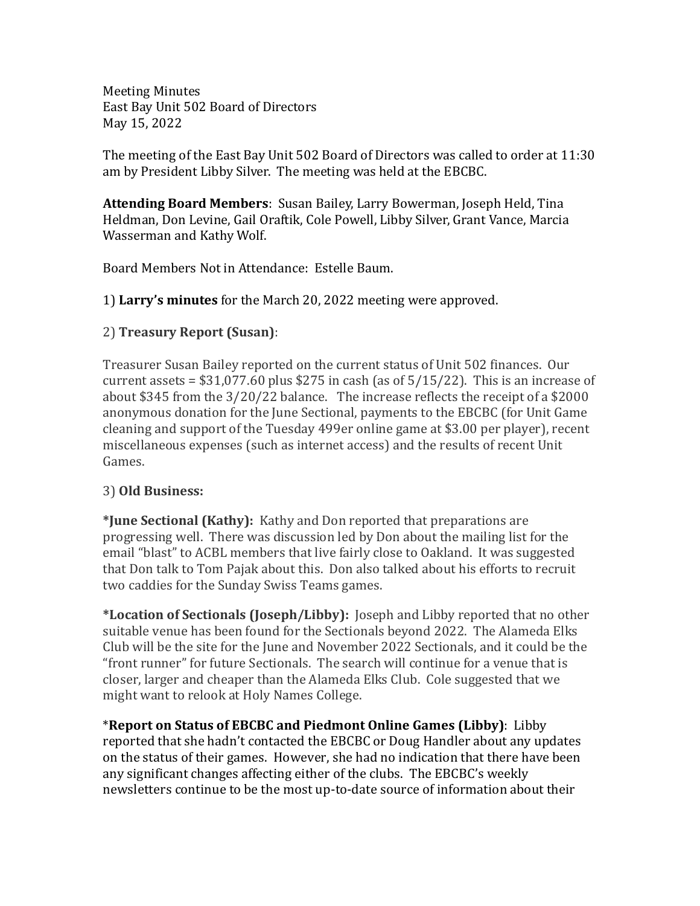Meeting Minutes
East Bay Unit 502 Board of Directors
May 15, 2022

The meeting of the East Bay Unit 502 Board of Directors was called to order at 11:30 am by President Libby Silver. The meeting was held at the EBCBC.

**Attending Board Members**: Susan Bailey, Larry Bowerman, Joseph Held, Tina Heldman, Don Levine, Gail Oraftik, Cole Powell, Libby Silver, Grant Vance, Marcia Wasserman and Kathy Wolf.

Board Members Not in Attendance: Estelle Baum.

1) **Larry's minutes** for the March 20, 2022 meeting were approved.

2) **Treasury Report (Susan)**:

Treasurer Susan Bailey reported on the current status of Unit 502 finances. Our current assets = $31,077.60 plus $275 in cash (as of 5/15/22). This is an increase of about $345 from the 3/20/22 balance. The increase reflects the receipt of a $2000 anonymous donation for the June Sectional, payments to the EBCBC (for Unit Game cleaning and support of the Tuesday 499er online game at $3.00 per player), recent miscellaneous expenses (such as internet access) and the results of recent Unit Games.

3) **Old Business:**

**\*June Sectional (Kathy):** Kathy and Don reported that preparations are progressing well. There was discussion led by Don about the mailing list for the email "blast" to ACBL members that live fairly close to Oakland. It was suggested that Don talk to Tom Pajak about this. Don also talked about his efforts to recruit two caddies for the Sunday Swiss Teams games.

**\*Location of Sectionals (Joseph/Libby):** Joseph and Libby reported that no other suitable venue has been found for the Sectionals beyond 2022. The Alameda Elks Club will be the site for the June and November 2022 Sectionals, and it could be the "front runner" for future Sectionals. The search will continue for a venue that is closer, larger and cheaper than the Alameda Elks Club. Cole suggested that we might want to relook at Holy Names College.

\***Report on Status of EBCBC and Piedmont Online Games (Libby)**: Libby reported that she hadn't contacted the EBCBC or Doug Handler about any updates on the status of their games. However, she had no indication that there have been any significant changes affecting either of the clubs. The EBCBC's weekly newsletters continue to be the most up-to-date source of information about their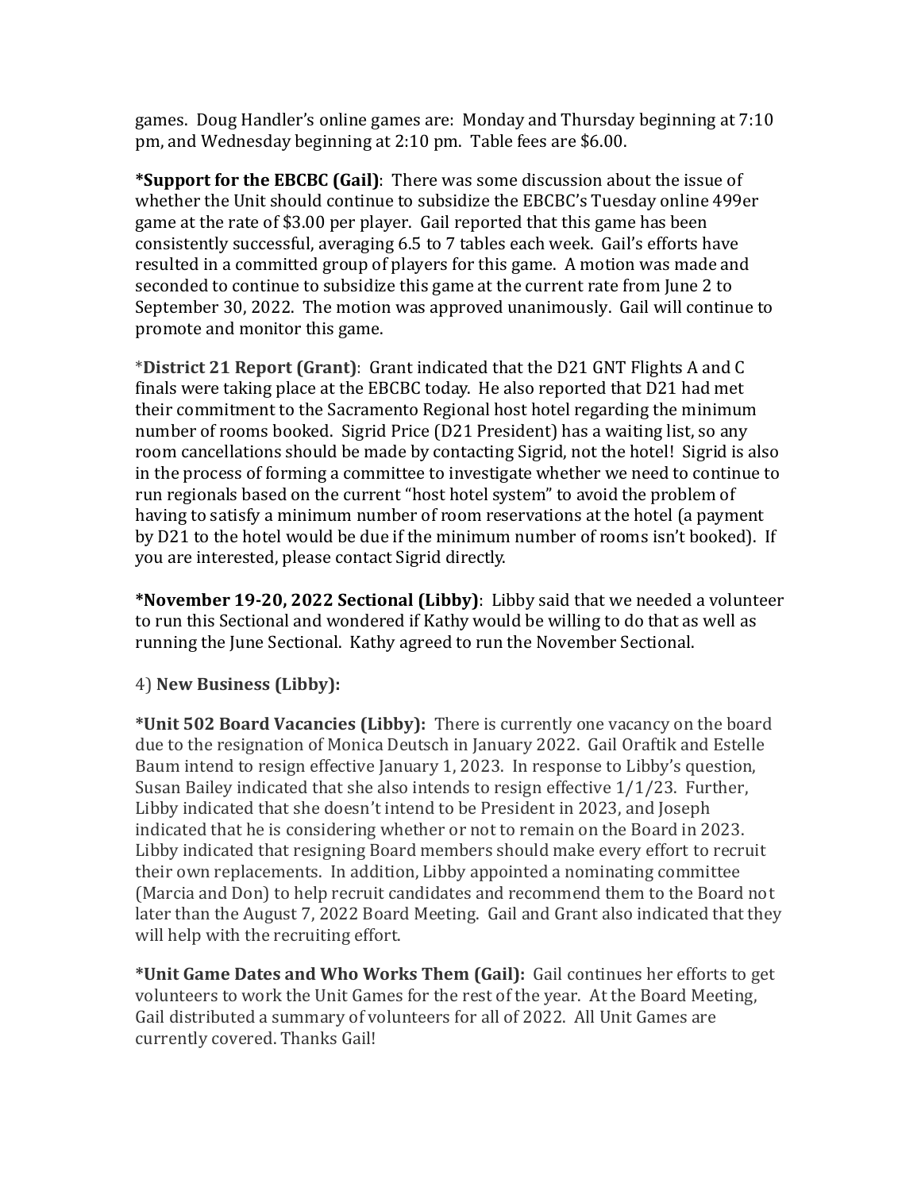games. Doug Handler's online games are: Monday and Thursday beginning at 7:10 pm, and Wednesday beginning at 2:10 pm. Table fees are $6.00.

***Support for the EBCBC (Gail)**: There was some discussion about the issue of whether the Unit should continue to subsidize the EBCBC's Tuesday online 499er game at the rate of $3.00 per player. Gail reported that this game has been consistently successful, averaging 6.5 to 7 tables each week. Gail's efforts have resulted in a committed group of players for this game. A motion was made and seconded to continue to subsidize this game at the current rate from June 2 to September 30, 2022. The motion was approved unanimously. Gail will continue to promote and monitor this game.

***District 21 Report (Grant)**: Grant indicated that the D21 GNT Flights A and C finals were taking place at the EBCBC today. He also reported that D21 had met their commitment to the Sacramento Regional host hotel regarding the minimum number of rooms booked. Sigrid Price (D21 President) has a waiting list, so any room cancellations should be made by contacting Sigrid, not the hotel! Sigrid is also in the process of forming a committee to investigate whether we need to continue to run regionals based on the current "host hotel system" to avoid the problem of having to satisfy a minimum number of room reservations at the hotel (a payment by D21 to the hotel would be due if the minimum number of rooms isn't booked). If you are interested, please contact Sigrid directly.

***November 19-20, 2022 Sectional (Libby)**: Libby said that we needed a volunteer to run this Sectional and wondered if Kathy would be willing to do that as well as running the June Sectional. Kathy agreed to run the November Sectional.

4) **New Business (Libby):**

***Unit 502 Board Vacancies (Libby):** There is currently one vacancy on the board due to the resignation of Monica Deutsch in January 2022. Gail Oraftik and Estelle Baum intend to resign effective January 1, 2023. In response to Libby's question, Susan Bailey indicated that she also intends to resign effective 1/1/23. Further, Libby indicated that she doesn't intend to be President in 2023, and Joseph indicated that he is considering whether or not to remain on the Board in 2023. Libby indicated that resigning Board members should make every effort to recruit their own replacements. In addition, Libby appointed a nominating committee (Marcia and Don) to help recruit candidates and recommend them to the Board not later than the August 7, 2022 Board Meeting. Gail and Grant also indicated that they will help with the recruiting effort.

***Unit Game Dates and Who Works Them (Gail):** Gail continues her efforts to get volunteers to work the Unit Games for the rest of the year. At the Board Meeting, Gail distributed a summary of volunteers for all of 2022. All Unit Games are currently covered. Thanks Gail!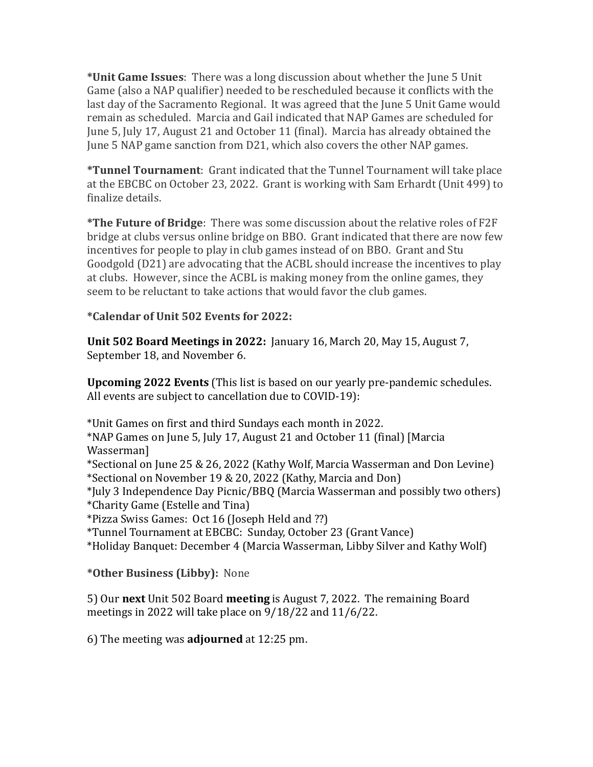***Unit Game Issues**: There was a long discussion about whether the June 5 Unit Game (also a NAP qualifier) needed to be rescheduled because it conflicts with the last day of the Sacramento Regional. It was agreed that the June 5 Unit Game would remain as scheduled. Marcia and Gail indicated that NAP Games are scheduled for June 5, July 17, August 21 and October 11 (final). Marcia has already obtained the June 5 NAP game sanction from D21, which also covers the other NAP games.

***Tunnel Tournament**: Grant indicated that the Tunnel Tournament will take place at the EBCBC on October 23, 2022. Grant is working with Sam Erhardt (Unit 499) to finalize details.

***The Future of Bridge**: There was some discussion about the relative roles of F2F bridge at clubs versus online bridge on BBO. Grant indicated that there are now few incentives for people to play in club games instead of on BBO. Grant and Stu Goodgold (D21) are advocating that the ACBL should increase the incentives to play at clubs. However, since the ACBL is making money from the online games, they seem to be reluctant to take actions that would favor the club games.

***Calendar of Unit 502 Events for 2022:**

**Unit 502 Board Meetings in 2022:** January 16, March 20, May 15, August 7, September 18, and November 6.

**Upcoming 2022 Events** (This list is based on our yearly pre-pandemic schedules. All events are subject to cancellation due to COVID-19):

*Unit Games on first and third Sundays each month in 2022.
*NAP Games on June 5, July 17, August 21 and October 11 (final) [Marcia Wasserman]
*Sectional on June 25 & 26, 2022 (Kathy Wolf, Marcia Wasserman and Don Levine)
*Sectional on November 19 & 20, 2022 (Kathy, Marcia and Don)
*July 3 Independence Day Picnic/BBQ (Marcia Wasserman and possibly two others)
*Charity Game (Estelle and Tina)
*Pizza Swiss Games: Oct 16 (Joseph Held and ??)
*Tunnel Tournament at EBCBC: Sunday, October 23 (Grant Vance)
*Holiday Banquet: December 4 (Marcia Wasserman, Libby Silver and Kathy Wolf)

***Other Business (Libby):** None

5) Our **next** Unit 502 Board **meeting** is August 7, 2022. The remaining Board meetings in 2022 will take place on 9/18/22 and 11/6/22.

6) The meeting was **adjourned** at 12:25 pm.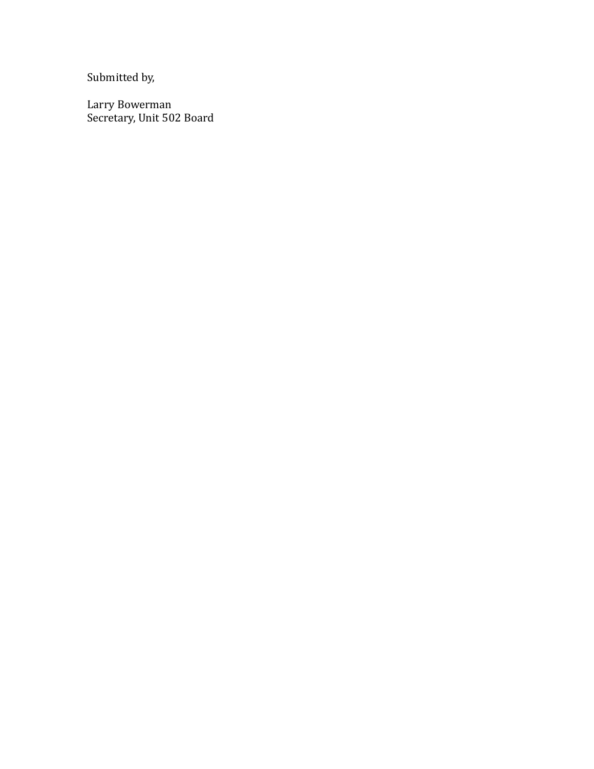Submitted by,

Larry Bowerman
Secretary, Unit 502 Board